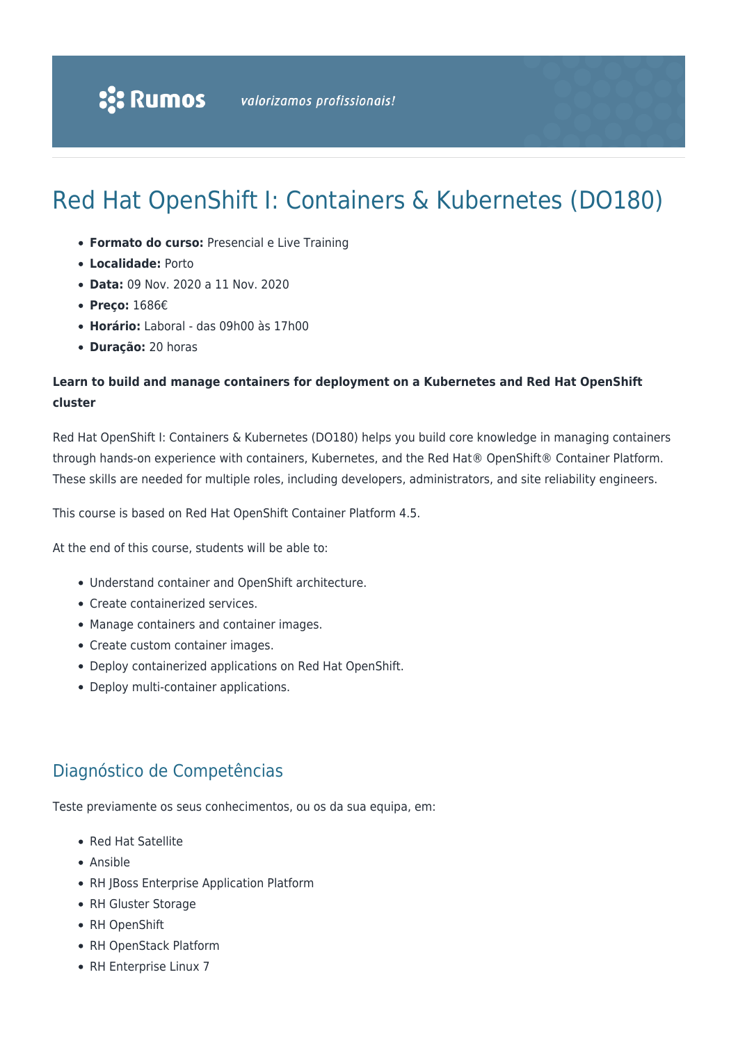# Red Hat OpenShift I: Containers & Kubernetes (DO180)

- **Formato do curso:** Presencial e Live Training
- **Localidade:** Porto
- **Data:** 09 Nov. 2020 a 11 Nov. 2020
- **Preço:** 1686€
- **Horário:** Laboral - das 09h00 às 17h00
- **Duração:** 20 horas

**Learn to build and manage containers for deployment on a Kubernetes and Red Hat OpenShift cluster**

Red Hat OpenShift I: Containers & Kubernetes (DO180) helps you build core knowledge in managing containers through hands-on experience with containers, Kubernetes, and the Red Hat® OpenShift® Container Platform. These skills are needed for multiple roles, including developers, administrators, and site reliability engineers.

This course is based on Red Hat OpenShift Container Platform 4.5.

At the end of this course, students will be able to:

- Understand container and OpenShift architecture.
- Create containerized services.
- Manage containers and container images.
- Create custom container images.
- Deploy containerized applications on Red Hat OpenShift.
- Deploy multi-container applications.

## Diagnóstico de Competências

Teste previamente os seus conhecimentos, ou os da sua equipa, em:

- Red Hat Satellite
- Ansible
- RH JBoss Enterprise Application Platform
- RH Gluster Storage
- RH OpenShift
- RH OpenStack Platform
- RH Enterprise Linux 7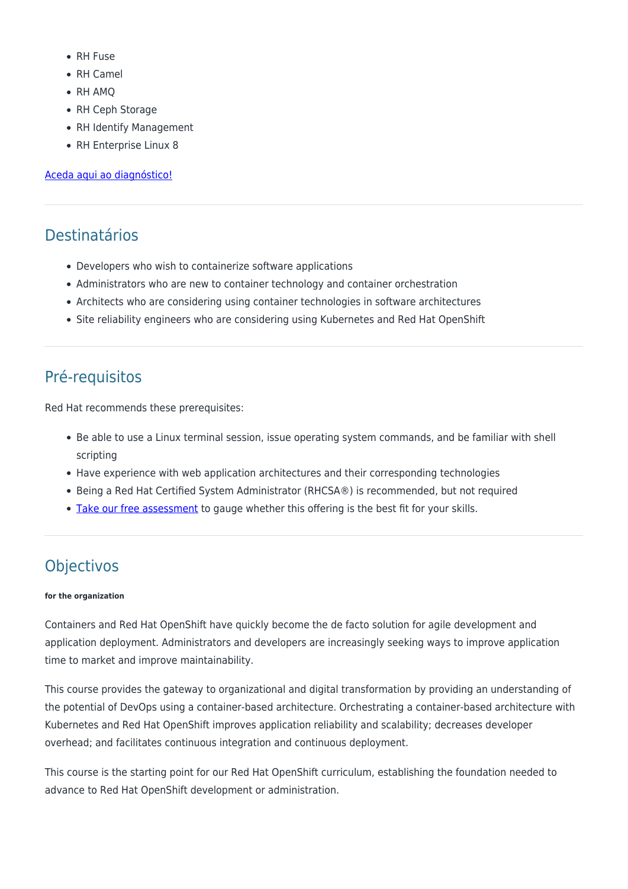- RH Fuse
- RH Camel
- RH AMQ
- RH Ceph Storage
- RH Identify Management
- RH Enterprise Linux 8

[Aceda aqui ao diagnóstico!]()

---

## Destinatários

- Developers who wish to containerize software applications
- Administrators who are new to container technology and container orchestration
- Architects who are considering using container technologies in software architectures
- Site reliability engineers who are considering using Kubernetes and Red Hat OpenShift

---

## Pré-requisitos

Red Hat recommends these prerequisites:

- Be able to use a Linux terminal session, issue operating system commands, and be familiar with shell scripting
- Have experience with web application architectures and their corresponding technologies
- Being a Red Hat Certified System Administrator (RHCSA®) is recommended, but not required
- [Take our free assessment]() to gauge whether this offering is the best fit for your skills.

---

## Objectivos

###### for the organization

Containers and Red Hat OpenShift have quickly become the de facto solution for agile development and application deployment. Administrators and developers are increasingly seeking ways to improve application time to market and improve maintainability.

This course provides the gateway to organizational and digital transformation by providing an understanding of the potential of DevOps using a container-based architecture. Orchestrating a container-based architecture with Kubernetes and Red Hat OpenShift improves application reliability and scalability; decreases developer overhead; and facilitates continuous integration and continuous deployment.

This course is the starting point for our Red Hat OpenShift curriculum, establishing the foundation needed to advance to Red Hat OpenShift development or administration.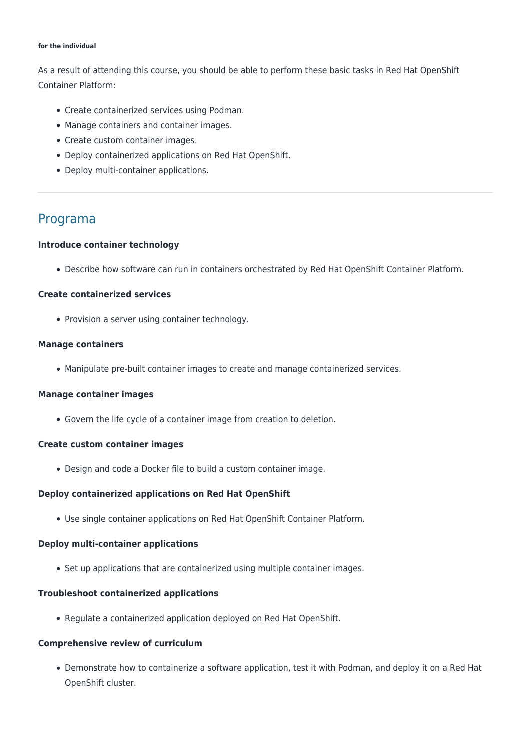**for the individual**

As a result of attending this course, you should be able to perform these basic tasks in Red Hat OpenShift Container Platform:

- Create containerized services using Podman.
- Manage containers and container images.
- Create custom container images.
- Deploy containerized applications on Red Hat OpenShift.
- Deploy multi-container applications.

---

## Programa

**Introduce container technology**

- Describe how software can run in containers orchestrated by Red Hat OpenShift Container Platform.

**Create containerized services**

- Provision a server using container technology.

**Manage containers**

- Manipulate pre-built container images to create and manage containerized services.

**Manage container images**

- Govern the life cycle of a container image from creation to deletion.

**Create custom container images**

- Design and code a Docker file to build a custom container image.

**Deploy containerized applications on Red Hat OpenShift**

- Use single container applications on Red Hat OpenShift Container Platform.

**Deploy multi-container applications**

- Set up applications that are containerized using multiple container images.

**Troubleshoot containerized applications**

- Regulate a containerized application deployed on Red Hat OpenShift.

**Comprehensive review of curriculum**

- Demonstrate how to containerize a software application, test it with Podman, and deploy it on a Red Hat OpenShift cluster.